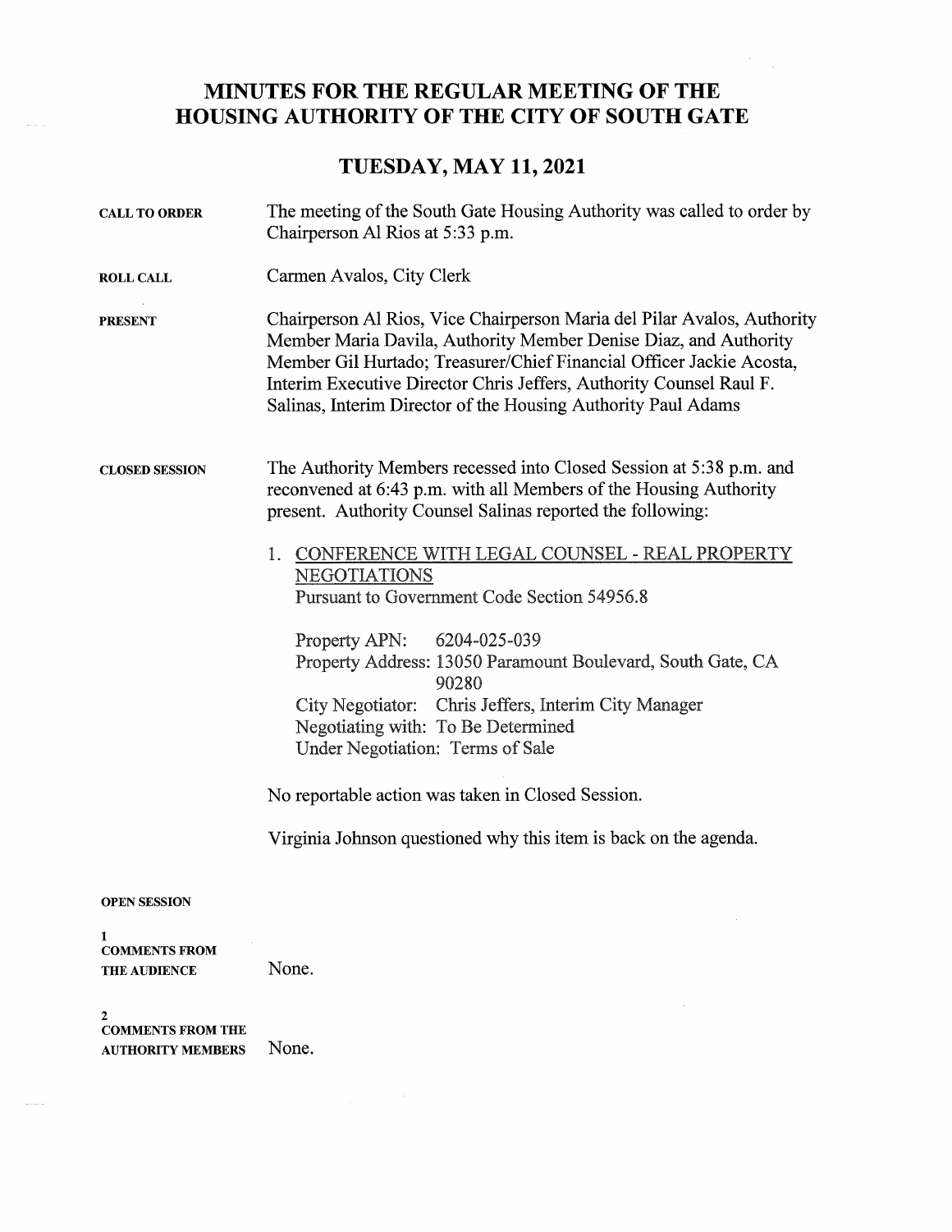# MINUTES FOR THE REGULAR MEETING OF THE HOUSING AUTHORITY OF THE CITY OF SOUTH GATE

## TUESDAY, MAY 11, 2021

**CALL TO ORDER**

The meeting of the South Gate Housing Authority was called to order by Chairperson Al Rios at 5:33 p.m.

**ROLL CALL**

Carmen Avalos, City Clerk

**PRESENT**

Chairperson Al Rios, Vice Chairperson Maria del Pilar Avalos, Authority Member Maria Davila, Authority Member Denise Diaz, and Authority Member Gil Hurtado; Treasurer/Chief Financial Officer Jackie Acosta, Interim Executive Director Chris Jeffers, Authority Counsel Raul F. Salinas, Interim Director of the Housing Authority Paul Adams

**CLOSED SESSION**

The Authority Members recessed into Closed Session at 5:38 p.m. and reconvened at 6:43 p.m. with all Members of the Housing Authority present. Authority Counsel Salinas reported the following:

1. CONFERENCE WITH LEGAL COUNSEL - REAL PROPERTY NEGOTIATIONS
   Pursuant to Government Code Section 54956.8

   Property APN: 6204-025-039
   Property Address: 13050 Paramount Boulevard, South Gate, CA 90280
   City Negotiator: Chris Jeffers, Interim City Manager
   Negotiating with: To Be Determined
   Under Negotiation: Terms of Sale

No reportable action was taken in Closed Session.

Virginia Johnson questioned why this item is back on the agenda.

**OPEN SESSION**

**1**
**COMMENTS FROM THE AUDIENCE**

None.

**2**
**COMMENTS FROM THE AUTHORITY MEMBERS**

None.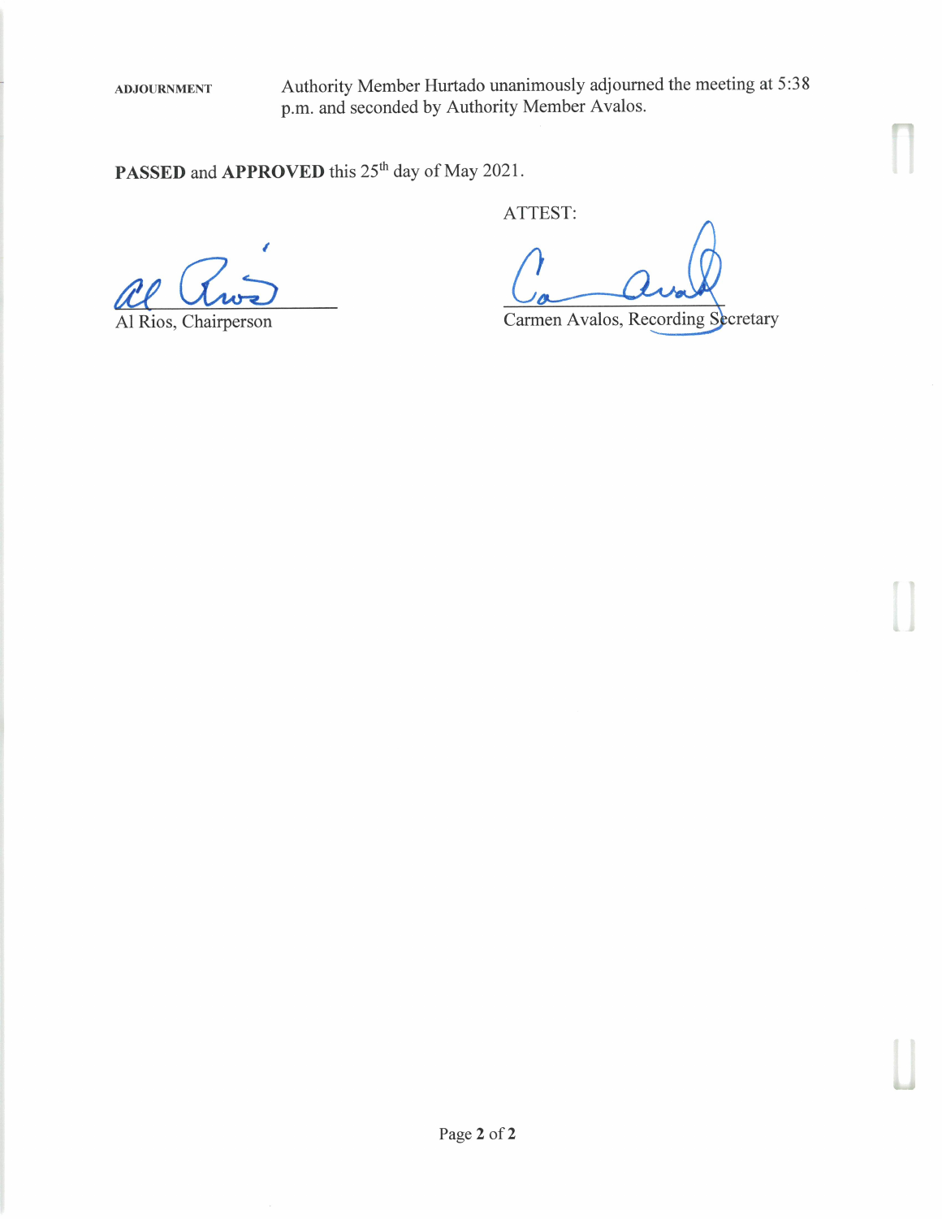**ADJOURNMENT** Authority Member Hurtado unanimously adjourned the meeting at 5:38 p.m. and seconded by Authority Member Avalos.

**PASSED** and **APPROVED** this 25th day of May 2021.

ATTEST:

Al Rios, Chairperson

Carmen Avalos, Recording Secretary